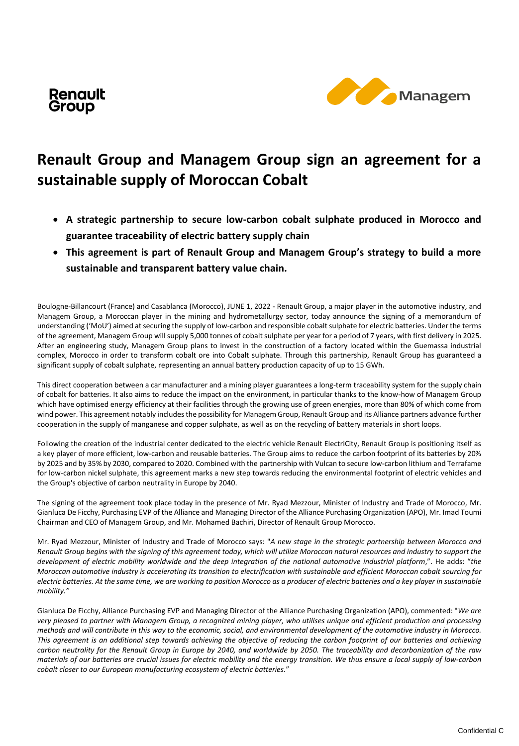Renault Group

Managem

# Renault Group and Managem Group sign an agreement for a sustainable supply of Moroccan Cobalt

- **A strategic partnership to secure low-carbon cobalt sulphate produced in Morocco and guarantee traceability of electric battery supply chain**
- **This agreement is part of Renault Group and Managem Group's strategy to build a more sustainable and transparent battery value chain.**

Boulogne-Billancourt (France) and Casablanca (Morocco), JUNE 1, 2022 - Renault Group, a major player in the automotive industry, and Managem Group, a Moroccan player in the mining and hydrometallurgy sector, today announce the signing of a memorandum of understanding ('MoU') aimed at securing the supply of low-carbon and responsible cobalt sulphate for electric batteries. Under the terms of the agreement, Managem Group will supply 5,000 tonnes of cobalt sulphate per year for a period of 7 years, with first delivery in 2025. After an engineering study, Managem Group plans to invest in the construction of a factory located within the Guemassa industrial complex, Morocco in order to transform cobalt ore into Cobalt sulphate. Through this partnership, Renault Group has guaranteed a significant supply of cobalt sulphate, representing an annual battery production capacity of up to 15 GWh.

This direct cooperation between a car manufacturer and a mining player guarantees a long-term traceability system for the supply chain of cobalt for batteries. It also aims to reduce the impact on the environment, in particular thanks to the know-how of Managem Group which have optimised energy efficiency at their facilities through the growing use of green energies, more than 80% of which come from wind power. This agreement notably includes the possibility for Managem Group, Renault Group and its Alliance partners advance further cooperation in the supply of manganese and copper sulphate, as well as on the recycling of battery materials in short loops.

Following the creation of the industrial center dedicated to the electric vehicle Renault ElectriCity, Renault Group is positioning itself as a key player of more efficient, low-carbon and reusable batteries. The Group aims to reduce the carbon footprint of its batteries by 20% by 2025 and by 35% by 2030, compared to 2020. Combined with the partnership with Vulcan to secure low-carbon lithium and Terrafame for low-carbon nickel sulphate, this agreement marks a new step towards reducing the environmental footprint of electric vehicles and the Group's objective of carbon neutrality in Europe by 2040.

The signing of the agreement took place today in the presence of Mr. Ryad Mezzour, Minister of Industry and Trade of Morocco, Mr. Gianluca De Ficchy, Purchasing EVP of the Alliance and Managing Director of the Alliance Purchasing Organization (APO), Mr. Imad Toumi Chairman and CEO of Managem Group, and Mr. Mohamed Bachiri, Director of Renault Group Morocco.

Mr. Ryad Mezzour, Minister of Industry and Trade of Morocco says: "*A new stage in the strategic partnership between Morocco and Renault Group begins with the signing of this agreement today, which will utilize Moroccan natural resources and industry to support the development of electric mobility worldwide and the deep integration of the national automotive industrial platform*,". He adds: "*the Moroccan automotive industry is accelerating its transition to electrification with sustainable and efficient Moroccan cobalt sourcing for electric batteries. At the same time, we are working to position Morocco as a producer of electric batteries and a key player in sustainable mobility."*

Gianluca De Ficchy, Alliance Purchasing EVP and Managing Director of the Alliance Purchasing Organization (APO), commented: "*We are very pleased to partner with Managem Group, a recognized mining player, who utilises unique and efficient production and processing methods and will contribute in this way to the economic, social, and environmental development of the automotive industry in Morocco. This agreement is an additional step towards achieving the objective of reducing the carbon footprint of our batteries and achieving carbon neutrality for the Renault Group in Europe by 2040, and worldwide by 2050. The traceability and decarbonization of the raw materials of our batteries are crucial issues for electric mobility and the energy transition. We thus ensure a local supply of low-carbon cobalt closer to our European manufacturing ecosystem of electric batteries*."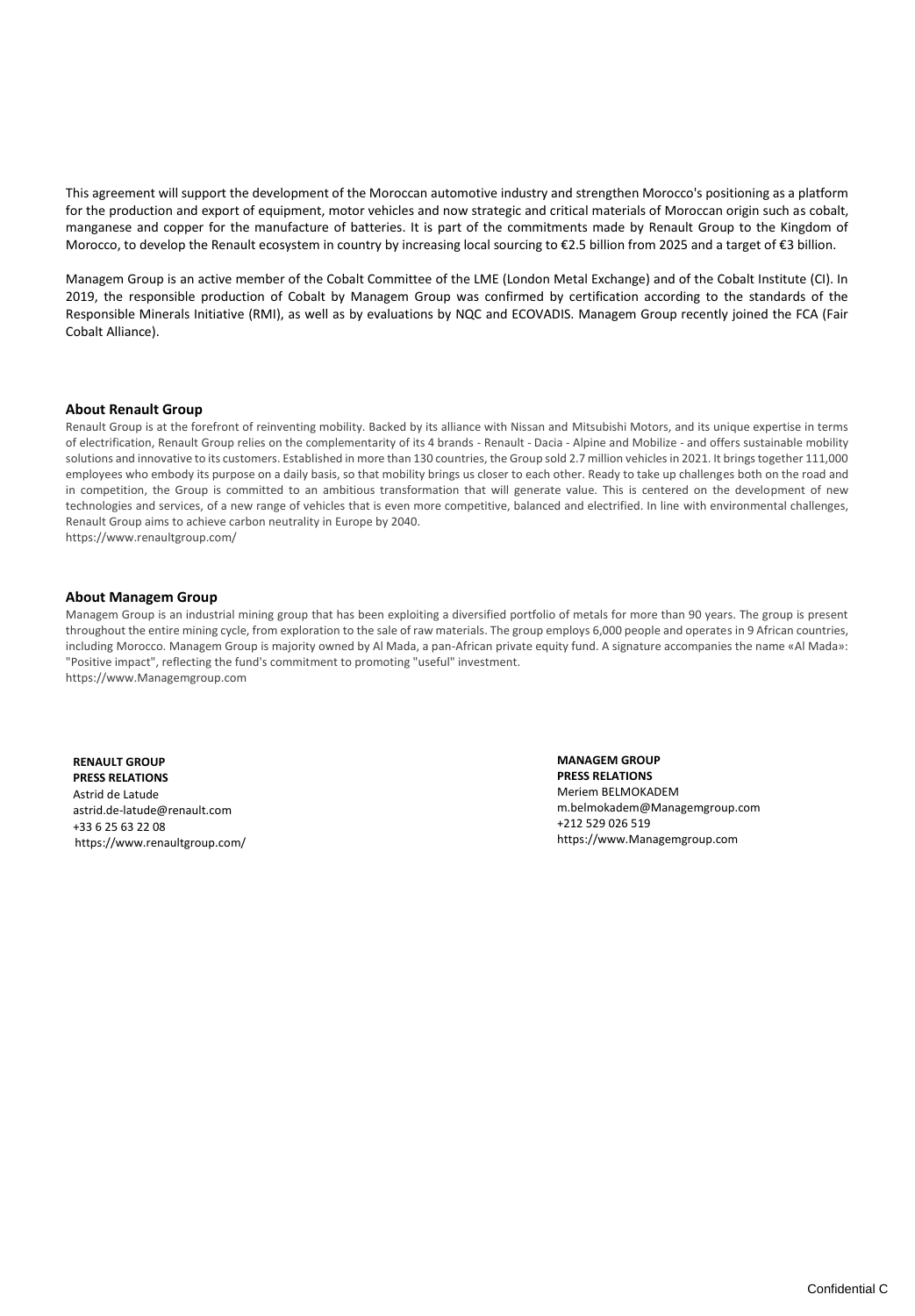This agreement will support the development of the Moroccan automotive industry and strengthen Morocco's positioning as a platform for the production and export of equipment, motor vehicles and now strategic and critical materials of Moroccan origin such as cobalt, manganese and copper for the manufacture of batteries. It is part of the commitments made by Renault Group to the Kingdom of Morocco, to develop the Renault ecosystem in country by increasing local sourcing to €2.5 billion from 2025 and a target of €3 billion.

Managem Group is an active member of the Cobalt Committee of the LME (London Metal Exchange) and of the Cobalt Institute (CI). In 2019, the responsible production of Cobalt by Managem Group was confirmed by certification according to the standards of the Responsible Minerals Initiative (RMI), as well as by evaluations by NQC and ECOVADIS. Managem Group recently joined the FCA (Fair Cobalt Alliance).

## About Renault Group

Renault Group is at the forefront of reinventing mobility. Backed by its alliance with Nissan and Mitsubishi Motors, and its unique expertise in terms of electrification, Renault Group relies on the complementarity of its 4 brands - Renault - Dacia - Alpine and Mobilize - and offers sustainable mobility solutions and innovative to its customers. Established in more than 130 countries, the Group sold 2.7 million vehicles in 2021. It brings together 111,000 employees who embody its purpose on a daily basis, so that mobility brings us closer to each other. Ready to take up challenges both on the road and in competition, the Group is committed to an ambitious transformation that will generate value. This is centered on the development of new technologies and services, of a new range of vehicles that is even more competitive, balanced and electrified. In line with environmental challenges, Renault Group aims to achieve carbon neutrality in Europe by 2040.
https://www.renaultgroup.com/

## About Managem Group

Managem Group is an industrial mining group that has been exploiting a diversified portfolio of metals for more than 90 years. The group is present throughout the entire mining cycle, from exploration to the sale of raw materials. The group employs 6,000 people and operates in 9 African countries, including Morocco. Managem Group is majority owned by Al Mada, a pan-African private equity fund. A signature accompanies the name «Al Mada»: "Positive impact", reflecting the fund's commitment to promoting "useful" investment.
https://www.Managemgroup.com

**RENAULT GROUP**
**PRESS RELATIONS**
Astrid de Latude
astrid.de-latude@renault.com
+33 6 25 63 22 08
https://www.renaultgroup.com/

**MANAGEM GROUP**
**PRESS RELATIONS**
Meriem BELMOKADEM
m.belmokadem@Managemgroup.com
+212 529 026 519
https://www.Managemgroup.com